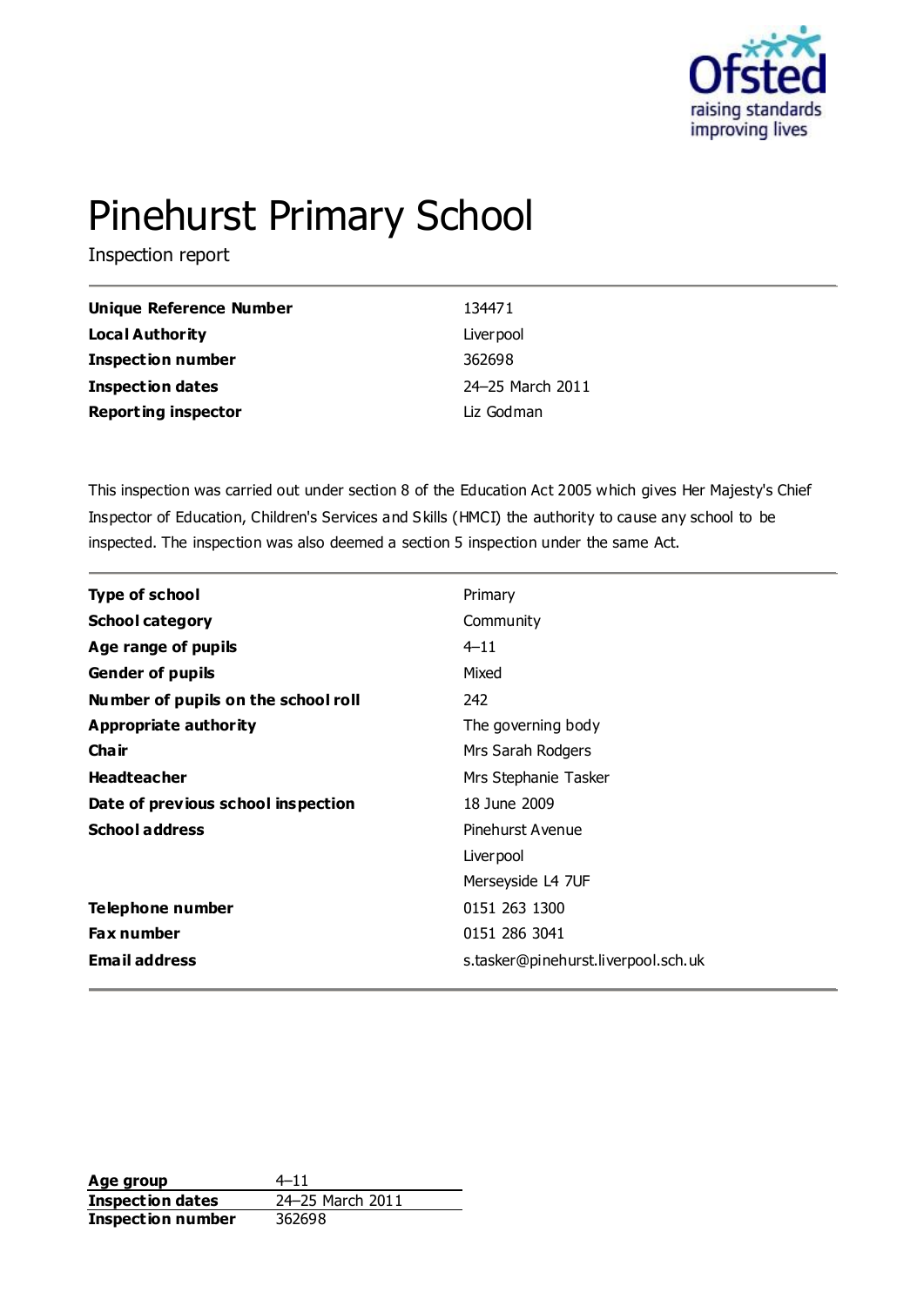# Pinehurst Primary School

Inspection report

| | |
|---|---|
| **Unique Reference Number** | 134471 |
| **Local Authority** | Liverpool |
| **Inspection number** | 362698 |
| **Inspection dates** | 24–25 March 2011 |
| **Reporting inspector** | Liz Godman |

This inspection was carried out under section 8 of the Education Act 2005 which gives Her Majesty's Chief Inspector of Education, Children's Services and Skills (HMCI) the authority to cause any school to be inspected. The inspection was also deemed a section 5 inspection under the same Act.

| | |
|---|---|
| **Type of school** | Primary |
| **School category** | Community |
| **Age range of pupils** | 4–11 |
| **Gender of pupils** | Mixed |
| **Number of pupils on the school roll** | 242 |
| **Appropriate authority** | The governing body |
| **Chair** | Mrs Sarah Rodgers |
| **Headteacher** | Mrs Stephanie Tasker |
| **Date of previous school inspection** | 18 June 2009 |
| **School address** | Pinehurst Avenue<br>Liverpool<br>Merseyside L4 7UF |
| **Telephone number** | 0151 263 1300 |
| **Fax number** | 0151 286 3041 |
| **Email address** | s.tasker@pinehurst.liverpool.sch.uk |

| | |
|---|---|
| **Age group** | 4–11 |
| **Inspection dates** | 24–25 March 2011 |
| **Inspection number** | 362698 |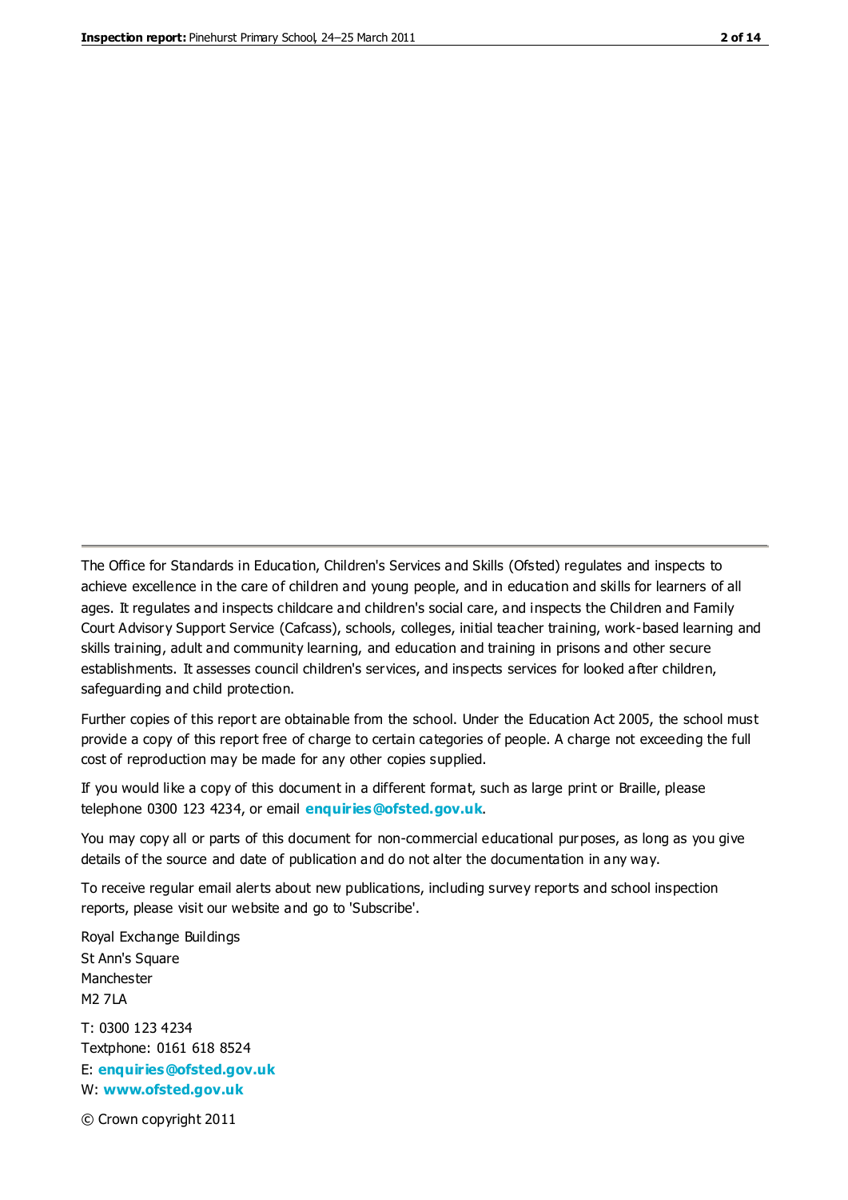The Office for Standards in Education, Children's Services and Skills (Ofsted) regulates and inspects to achieve excellence in the care of children and young people, and in education and skills for learners of all ages. It regulates and inspects childcare and children's social care, and inspects the Children and Family Court Advisory Support Service (Cafcass), schools, colleges, initial teacher training, work-based learning and skills training, adult and community learning, and education and training in prisons and other secure establishments. It assesses council children's services, and inspects services for looked after children, safeguarding and child protection.

Further copies of this report are obtainable from the school. Under the Education Act 2005, the school must provide a copy of this report free of charge to certain categories of people. A charge not exceeding the full cost of reproduction may be made for any other copies supplied.

If you would like a copy of this document in a different format, such as large print or Braille, please telephone 0300 123 4234, or email **enquiries@ofsted.gov.uk**.

You may copy all or parts of this document for non-commercial educational purposes, as long as you give details of the source and date of publication and do not alter the documentation in any way.

To receive regular email alerts about new publications, including survey reports and school inspection reports, please visit our website and go to 'Subscribe'.

Royal Exchange Buildings
St Ann's Square
Manchester
M2 7LA

T: 0300 123 4234
Textphone: 0161 618 8524
E: **enquiries@ofsted.gov.uk**
W: **www.ofsted.gov.uk**

© Crown copyright 2011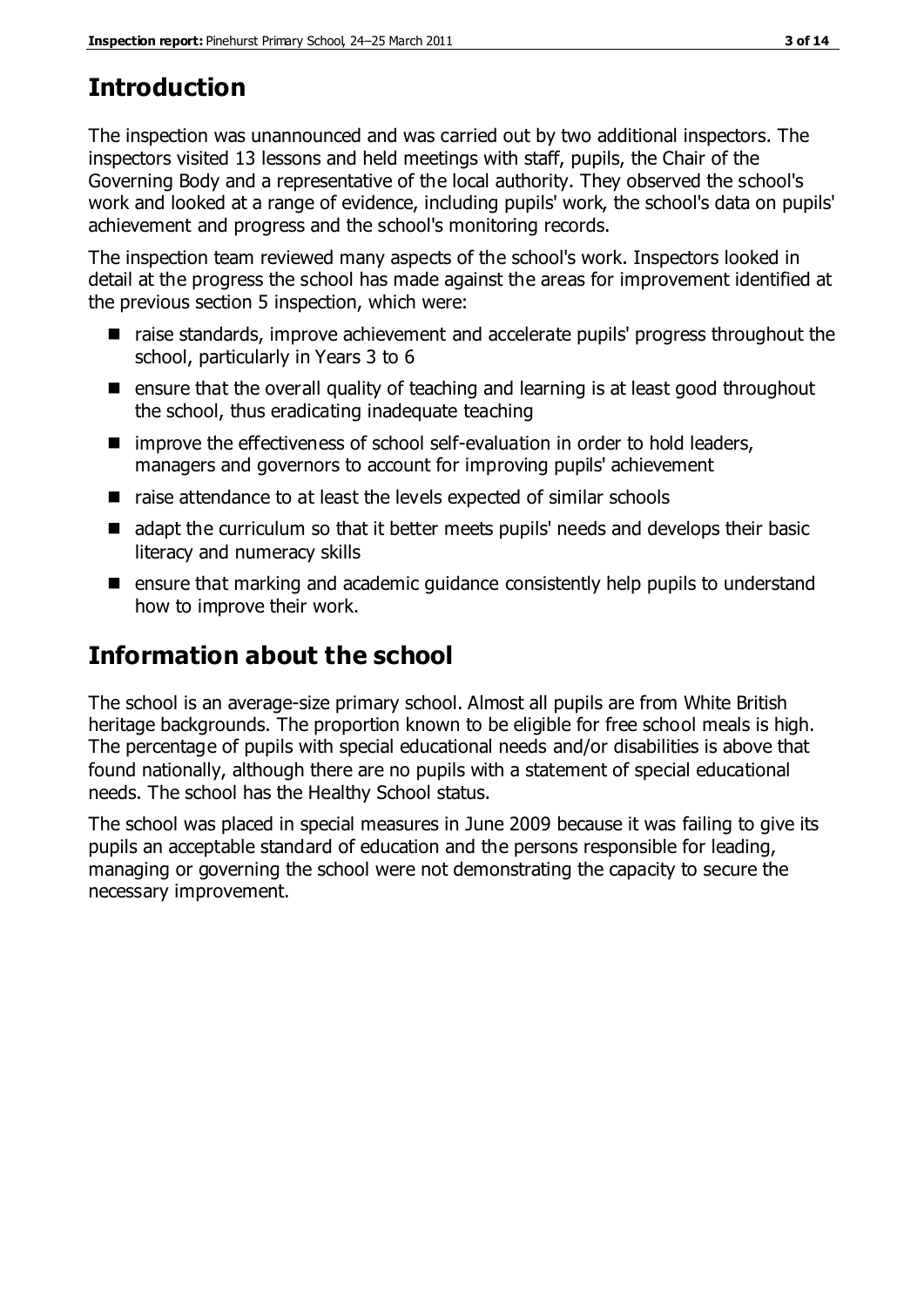# Introduction

The inspection was unannounced and was carried out by two additional inspectors. The inspectors visited 13 lessons and held meetings with staff, pupils, the Chair of the Governing Body and a representative of the local authority. They observed the school's work and looked at a range of evidence, including pupils' work, the school's data on pupils' achievement and progress and the school's monitoring records.

The inspection team reviewed many aspects of the school's work. Inspectors looked in detail at the progress the school has made against the areas for improvement identified at the previous section 5 inspection, which were:

- raise standards, improve achievement and accelerate pupils' progress throughout the school, particularly in Years 3 to 6
- ensure that the overall quality of teaching and learning is at least good throughout the school, thus eradicating inadequate teaching
- improve the effectiveness of school self-evaluation in order to hold leaders, managers and governors to account for improving pupils' achievement
- raise attendance to at least the levels expected of similar schools
- adapt the curriculum so that it better meets pupils' needs and develops their basic literacy and numeracy skills
- ensure that marking and academic guidance consistently help pupils to understand how to improve their work.

# Information about the school

The school is an average-size primary school. Almost all pupils are from White British heritage backgrounds. The proportion known to be eligible for free school meals is high. The percentage of pupils with special educational needs and/or disabilities is above that found nationally, although there are no pupils with a statement of special educational needs. The school has the Healthy School status.

The school was placed in special measures in June 2009 because it was failing to give its pupils an acceptable standard of education and the persons responsible for leading, managing or governing the school were not demonstrating the capacity to secure the necessary improvement.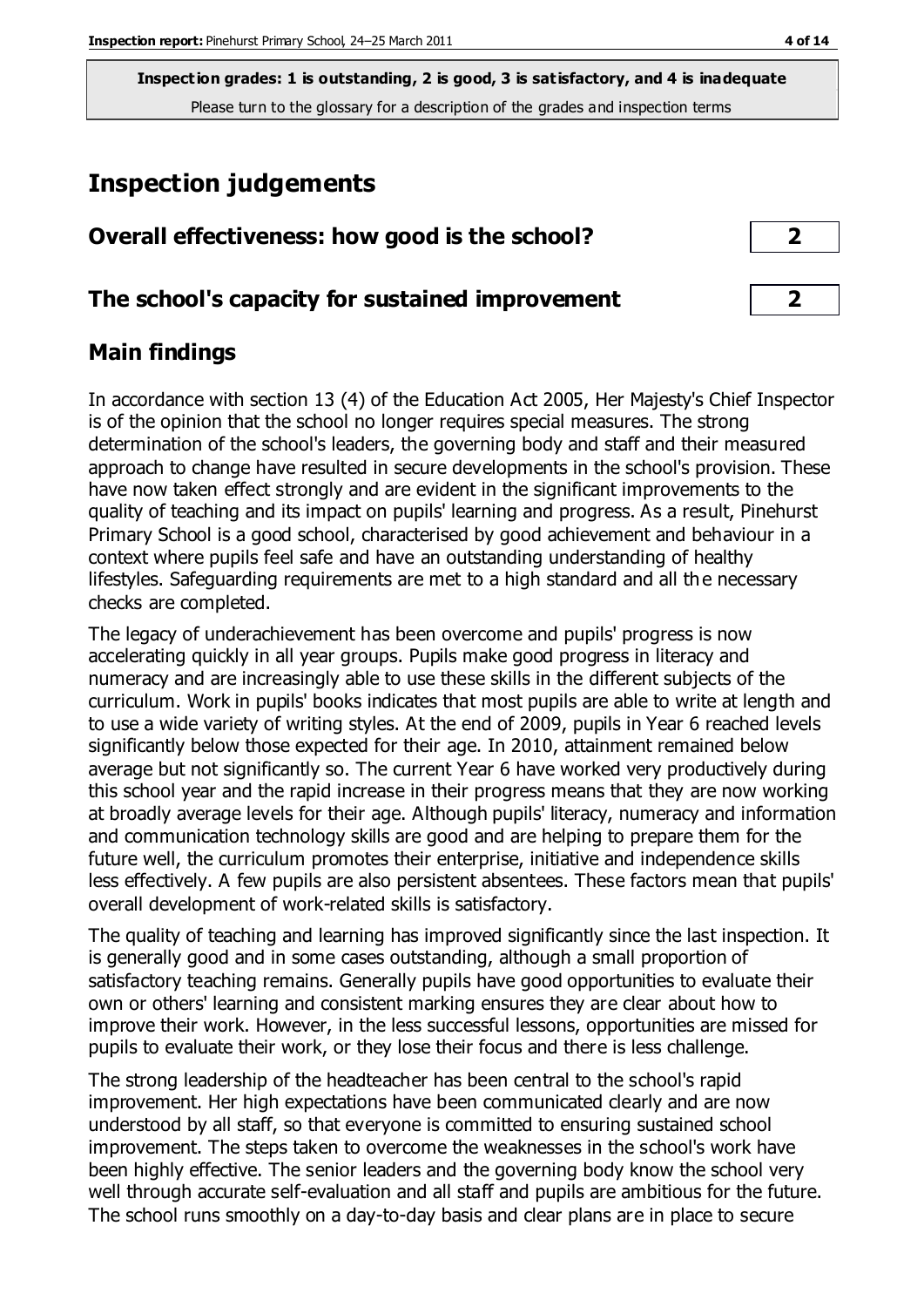**Inspection grades: 1 is outstanding, 2 is good, 3 is satisfactory, and 4 is inadequate**
Please turn to the glossary for a description of the grades and inspection terms

# Inspection judgements

| Overall effectiveness: how good is the school? | 2 |
|---|---|
| **The school's capacity for sustained improvement** | **2** |

## Main findings

In accordance with section 13 (4) of the Education Act 2005, Her Majesty's Chief Inspector is of the opinion that the school no longer requires special measures. The strong determination of the school's leaders, the governing body and staff and their measured approach to change have resulted in secure developments in the school's provision. These have now taken effect strongly and are evident in the significant improvements to the quality of teaching and its impact on pupils' learning and progress. As a result, Pinehurst Primary School is a good school, characterised by good achievement and behaviour in a context where pupils feel safe and have an outstanding understanding of healthy lifestyles. Safeguarding requirements are met to a high standard and all the necessary checks are completed.

The legacy of underachievement has been overcome and pupils' progress is now accelerating quickly in all year groups. Pupils make good progress in literacy and numeracy and are increasingly able to use these skills in the different subjects of the curriculum. Work in pupils' books indicates that most pupils are able to write at length and to use a wide variety of writing styles. At the end of 2009, pupils in Year 6 reached levels significantly below those expected for their age. In 2010, attainment remained below average but not significantly so. The current Year 6 have worked very productively during this school year and the rapid increase in their progress means that they are now working at broadly average levels for their age. Although pupils' literacy, numeracy and information and communication technology skills are good and are helping to prepare them for the future well, the curriculum promotes their enterprise, initiative and independence skills less effectively. A few pupils are also persistent absentees. These factors mean that pupils' overall development of work-related skills is satisfactory.

The quality of teaching and learning has improved significantly since the last inspection. It is generally good and in some cases outstanding, although a small proportion of satisfactory teaching remains. Generally pupils have good opportunities to evaluate their own or others' learning and consistent marking ensures they are clear about how to improve their work. However, in the less successful lessons, opportunities are missed for pupils to evaluate their work, or they lose their focus and there is less challenge.

The strong leadership of the headteacher has been central to the school's rapid improvement. Her high expectations have been communicated clearly and are now understood by all staff, so that everyone is committed to ensuring sustained school improvement. The steps taken to overcome the weaknesses in the school's work have been highly effective. The senior leaders and the governing body know the school very well through accurate self-evaluation and all staff and pupils are ambitious for the future. The school runs smoothly on a day-to-day basis and clear plans are in place to secure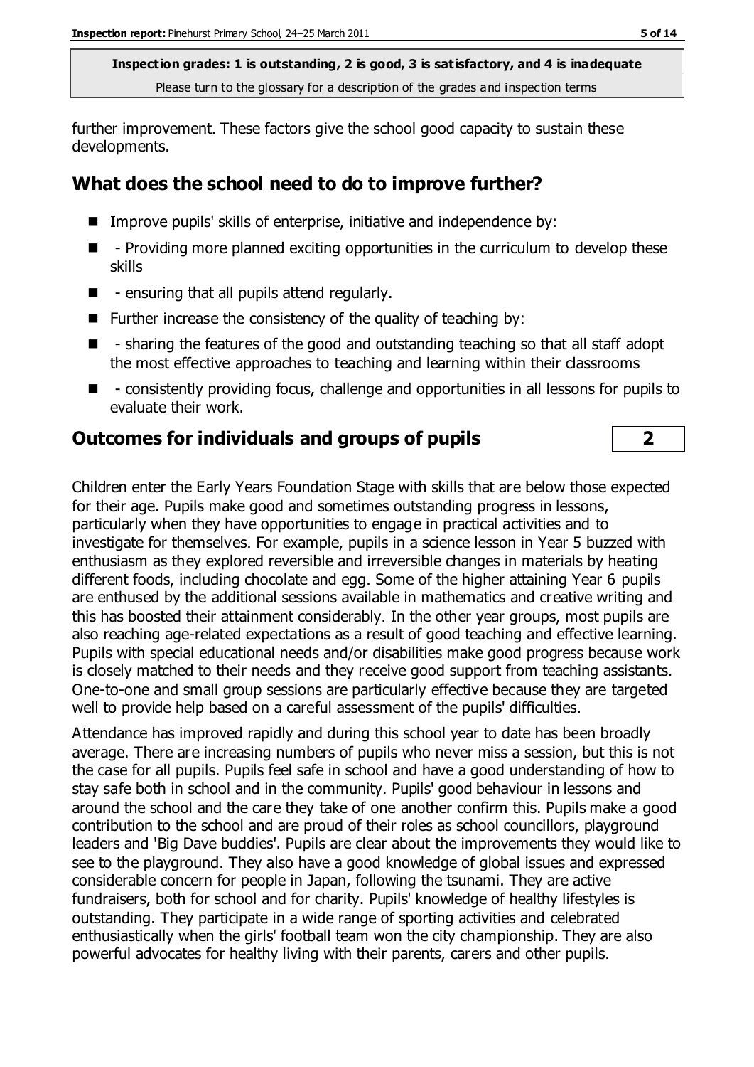further improvement. These factors give the school good capacity to sustain these developments.

## What does the school need to do to improve further?

- Improve pupils' skills of enterprise, initiative and independence by:
- - Providing more planned exciting opportunities in the curriculum to develop these skills
- - ensuring that all pupils attend regularly.
- Further increase the consistency of the quality of teaching by:
- - sharing the features of the good and outstanding teaching so that all staff adopt the most effective approaches to teaching and learning within their classrooms
- - consistently providing focus, challenge and opportunities in all lessons for pupils to evaluate their work.

## Outcomes for individuals and groups of pupils — 2

Children enter the Early Years Foundation Stage with skills that are below those expected for their age. Pupils make good and sometimes outstanding progress in lessons, particularly when they have opportunities to engage in practical activities and to investigate for themselves. For example, pupils in a science lesson in Year 5 buzzed with enthusiasm as they explored reversible and irreversible changes in materials by heating different foods, including chocolate and egg. Some of the higher attaining Year 6 pupils are enthused by the additional sessions available in mathematics and creative writing and this has boosted their attainment considerably. In the other year groups, most pupils are also reaching age-related expectations as a result of good teaching and effective learning. Pupils with special educational needs and/or disabilities make good progress because work is closely matched to their needs and they receive good support from teaching assistants. One-to-one and small group sessions are particularly effective because they are targeted well to provide help based on a careful assessment of the pupils' difficulties.

Attendance has improved rapidly and during this school year to date has been broadly average. There are increasing numbers of pupils who never miss a session, but this is not the case for all pupils. Pupils feel safe in school and have a good understanding of how to stay safe both in school and in the community. Pupils' good behaviour in lessons and around the school and the care they take of one another confirm this. Pupils make a good contribution to the school and are proud of their roles as school councillors, playground leaders and 'Big Dave buddies'. Pupils are clear about the improvements they would like to see to the playground. They also have a good knowledge of global issues and expressed considerable concern for people in Japan, following the tsunami. They are active fundraisers, both for school and for charity. Pupils' knowledge of healthy lifestyles is outstanding. They participate in a wide range of sporting activities and celebrated enthusiastically when the girls' football team won the city championship. They are also powerful advocates for healthy living with their parents, carers and other pupils.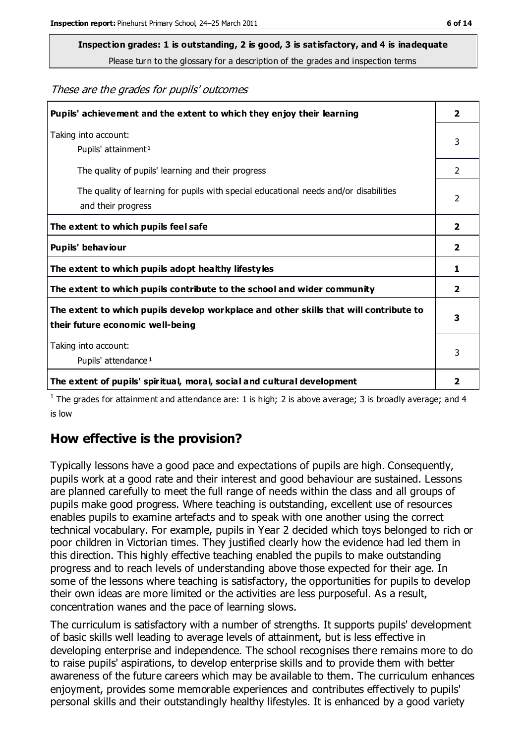**Inspection grades: 1 is outstanding, 2 is good, 3 is satisfactory, and 4 is inadequate**

Please turn to the glossary for a description of the grades and inspection terms

*These are the grades for pupils' outcomes*

| | |
|---|---|
| **Pupils' achievement and the extent to which they enjoy their learning** | **2** |
| Taking into account: Pupils' attainment[1] | 3 |
| The quality of pupils' learning and their progress | 2 |
| The quality of learning for pupils with special educational needs and/or disabilities and their progress | 2 |
| **The extent to which pupils feel safe** | **2** |
| **Pupils' behaviour** | **2** |
| **The extent to which pupils adopt healthy lifestyles** | **1** |
| **The extent to which pupils contribute to the school and wider community** | **2** |
| **The extent to which pupils develop workplace and other skills that will contribute to their future economic well-being** | **3** |
| Taking into account: Pupils' attendance[1] | 3 |
| **The extent of pupils' spiritual, moral, social and cultural development** | **2** |

[1] The grades for attainment and attendance are: 1 is high; 2 is above average; 3 is broadly average; and 4 is low

## How effective is the provision?

Typically lessons have a good pace and expectations of pupils are high. Consequently, pupils work at a good rate and their interest and good behaviour are sustained. Lessons are planned carefully to meet the full range of needs within the class and all groups of pupils make good progress. Where teaching is outstanding, excellent use of resources enables pupils to examine artefacts and to speak with one another using the correct technical vocabulary. For example, pupils in Year 2 decided which toys belonged to rich or poor children in Victorian times. They justified clearly how the evidence had led them in this direction. This highly effective teaching enabled the pupils to make outstanding progress and to reach levels of understanding above those expected for their age. In some of the lessons where teaching is satisfactory, the opportunities for pupils to develop their own ideas are more limited or the activities are less purposeful. As a result, concentration wanes and the pace of learning slows.

The curriculum is satisfactory with a number of strengths. It supports pupils' development of basic skills well leading to average levels of attainment, but is less effective in developing enterprise and independence. The school recognises there remains more to do to raise pupils' aspirations, to develop enterprise skills and to provide them with better awareness of the future careers which may be available to them. The curriculum enhances enjoyment, provides some memorable experiences and contributes effectively to pupils' personal skills and their outstandingly healthy lifestyles. It is enhanced by a good variety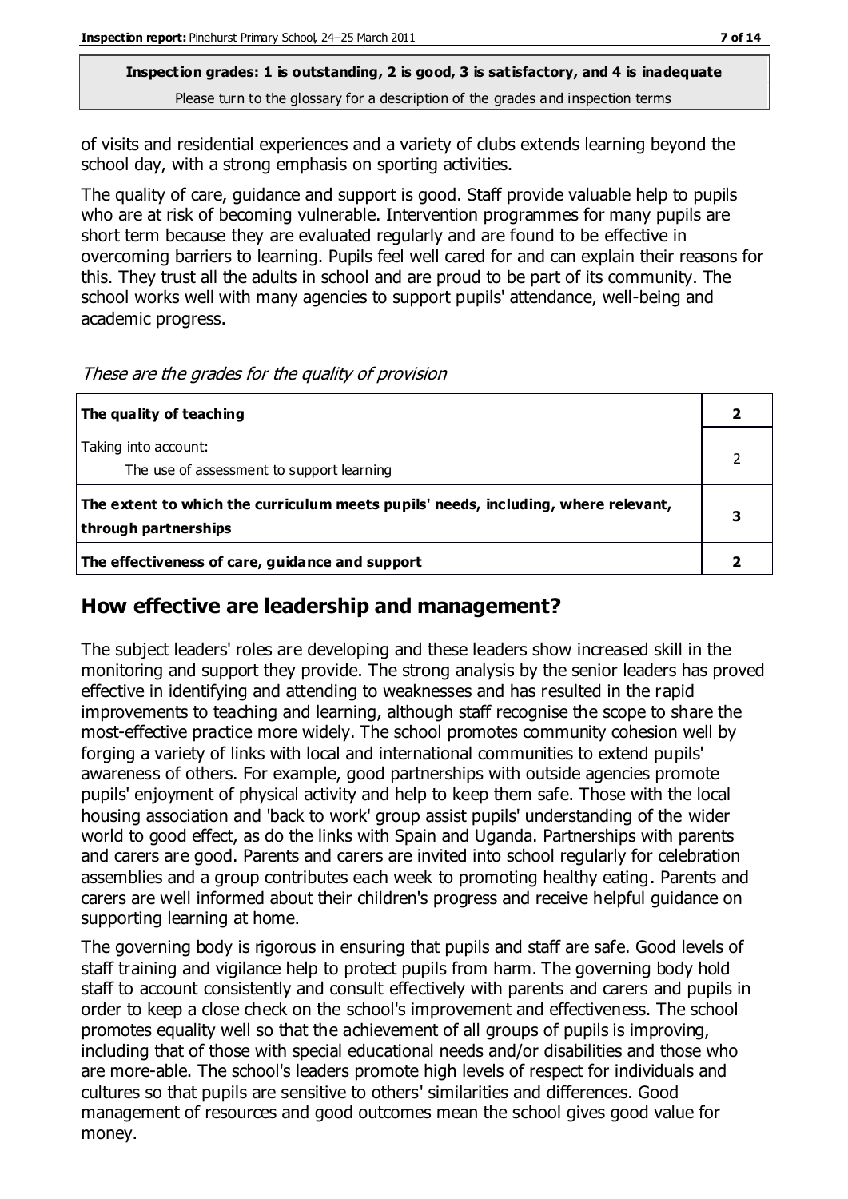**Inspection grades: 1 is outstanding, 2 is good, 3 is satisfactory, and 4 is inadequate**
Please turn to the glossary for a description of the grades and inspection terms

of visits and residential experiences and a variety of clubs extends learning beyond the school day, with a strong emphasis on sporting activities.

The quality of care, guidance and support is good. Staff provide valuable help to pupils who are at risk of becoming vulnerable. Intervention programmes for many pupils are short term because they are evaluated regularly and are found to be effective in overcoming barriers to learning. Pupils feel well cared for and can explain their reasons for this. They trust all the adults in school and are proud to be part of its community. The school works well with many agencies to support pupils' attendance, well-being and academic progress.

*These are the grades for the quality of provision*

| | |
|---|---|
| **The quality of teaching** | **2** |
| Taking into account: The use of assessment to support learning | 2 |
| **The extent to which the curriculum meets pupils' needs, including, where relevant, through partnerships** | **3** |
| **The effectiveness of care, guidance and support** | **2** |

## How effective are leadership and management?

The subject leaders' roles are developing and these leaders show increased skill in the monitoring and support they provide. The strong analysis by the senior leaders has proved effective in identifying and attending to weaknesses and has resulted in the rapid improvements to teaching and learning, although staff recognise the scope to share the most-effective practice more widely. The school promotes community cohesion well by forging a variety of links with local and international communities to extend pupils' awareness of others. For example, good partnerships with outside agencies promote pupils' enjoyment of physical activity and help to keep them safe. Those with the local housing association and 'back to work' group assist pupils' understanding of the wider world to good effect, as do the links with Spain and Uganda. Partnerships with parents and carers are good. Parents and carers are invited into school regularly for celebration assemblies and a group contributes each week to promoting healthy eating. Parents and carers are well informed about their children's progress and receive helpful guidance on supporting learning at home.

The governing body is rigorous in ensuring that pupils and staff are safe. Good levels of staff training and vigilance help to protect pupils from harm. The governing body hold staff to account consistently and consult effectively with parents and carers and pupils in order to keep a close check on the school's improvement and effectiveness. The school promotes equality well so that the achievement of all groups of pupils is improving, including that of those with special educational needs and/or disabilities and those who are more-able. The school's leaders promote high levels of respect for individuals and cultures so that pupils are sensitive to others' similarities and differences. Good management of resources and good outcomes mean the school gives good value for money.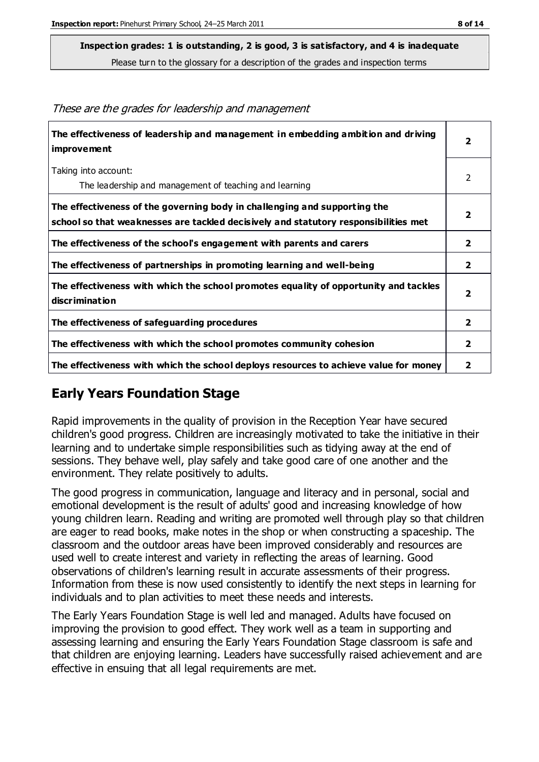**Inspection grades: 1 is outstanding, 2 is good, 3 is satisfactory, and 4 is inadequate**
Please turn to the glossary for a description of the grades and inspection terms

*These are the grades for leadership and management*

| | |
|---|---|
| **The effectiveness of leadership and management in embedding ambition and driving improvement** | **2** |
| Taking into account: The leadership and management of teaching and learning | 2 |
| **The effectiveness of the governing body in challenging and supporting the school so that weaknesses are tackled decisively and statutory responsibilities met** | **2** |
| **The effectiveness of the school's engagement with parents and carers** | **2** |
| **The effectiveness of partnerships in promoting learning and well-being** | **2** |
| **The effectiveness with which the school promotes equality of opportunity and tackles discrimination** | **2** |
| **The effectiveness of safeguarding procedures** | **2** |
| **The effectiveness with which the school promotes community cohesion** | **2** |
| **The effectiveness with which the school deploys resources to achieve value for money** | **2** |

## Early Years Foundation Stage

Rapid improvements in the quality of provision in the Reception Year have secured children's good progress. Children are increasingly motivated to take the initiative in their learning and to undertake simple responsibilities such as tidying away at the end of sessions. They behave well, play safely and take good care of one another and the environment. They relate positively to adults.

The good progress in communication, language and literacy and in personal, social and emotional development is the result of adults' good and increasing knowledge of how young children learn. Reading and writing are promoted well through play so that children are eager to read books, make notes in the shop or when constructing a spaceship. The classroom and the outdoor areas have been improved considerably and resources are used well to create interest and variety in reflecting the areas of learning. Good observations of children's learning result in accurate assessments of their progress. Information from these is now used consistently to identify the next steps in learning for individuals and to plan activities to meet these needs and interests.

The Early Years Foundation Stage is well led and managed. Adults have focused on improving the provision to good effect. They work well as a team in supporting and assessing learning and ensuring the Early Years Foundation Stage classroom is safe and that children are enjoying learning. Leaders have successfully raised achievement and are effective in ensuing that all legal requirements are met.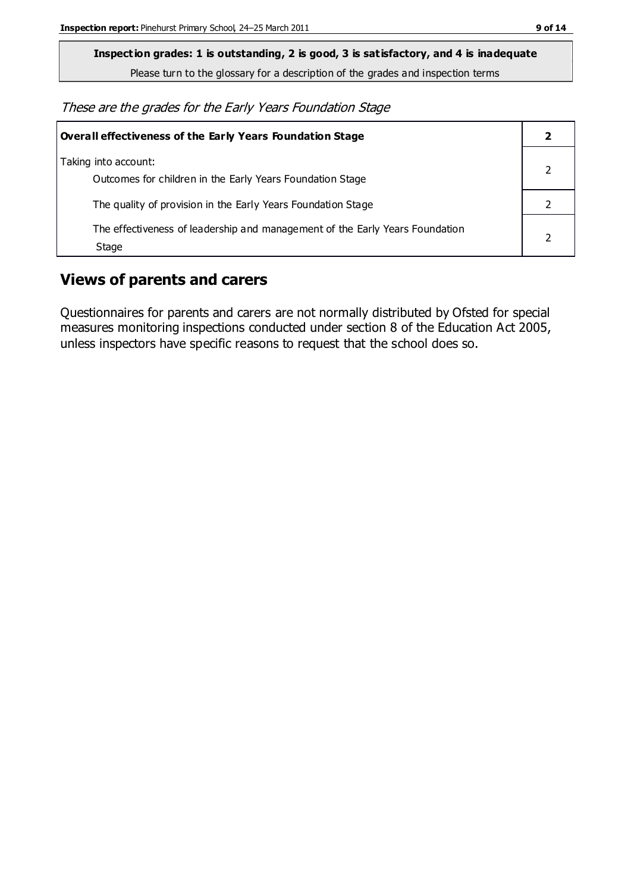**Inspection grades: 1 is outstanding, 2 is good, 3 is satisfactory, and 4 is inadequate**

Please turn to the glossary for a description of the grades and inspection terms

*These are the grades for the Early Years Foundation Stage*

| **Overall effectiveness of the Early Years Foundation Stage** | **2** |
|---|---|
| Taking into account: Outcomes for children in the Early Years Foundation Stage | 2 |
| The quality of provision in the Early Years Foundation Stage | 2 |
| The effectiveness of leadership and management of the Early Years Foundation Stage | 2 |

## Views of parents and carers

Questionnaires for parents and carers are not normally distributed by Ofsted for special measures monitoring inspections conducted under section 8 of the Education Act 2005, unless inspectors have specific reasons to request that the school does so.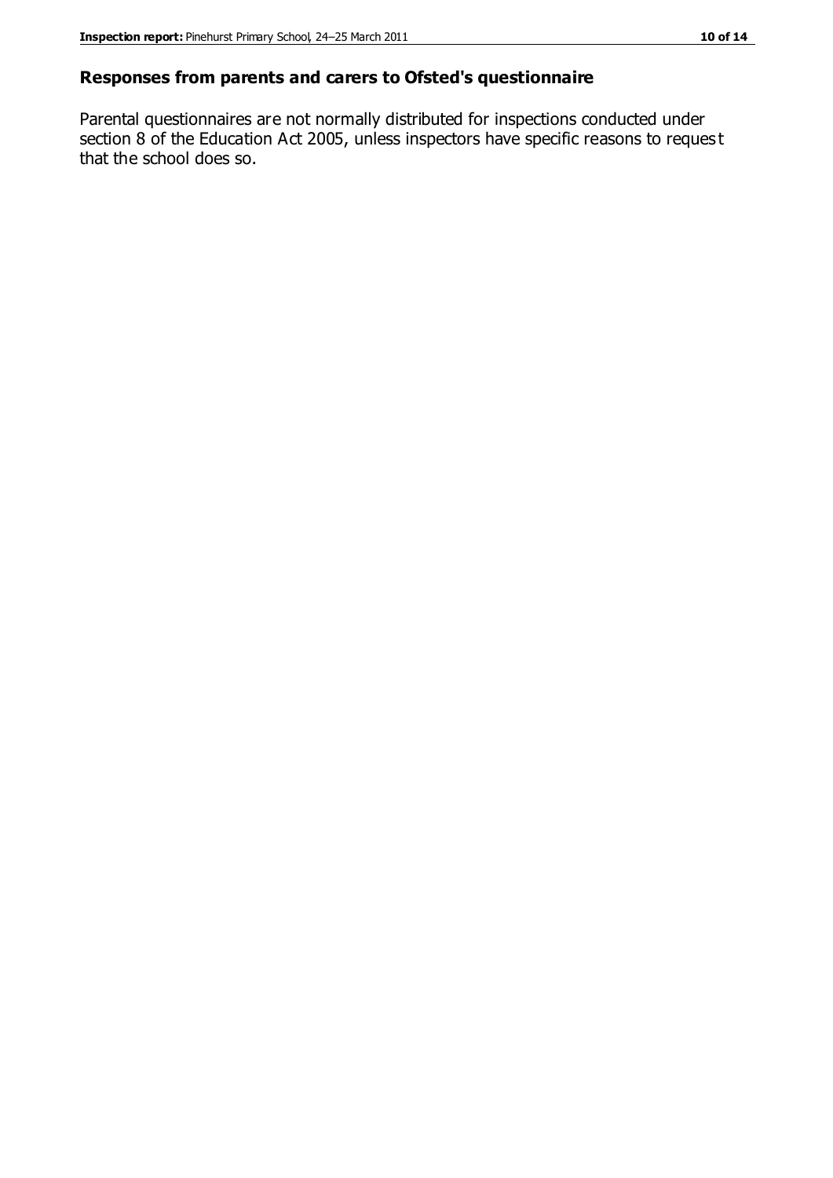## Responses from parents and carers to Ofsted's questionnaire

Parental questionnaires are not normally distributed for inspections conducted under section 8 of the Education Act 2005, unless inspectors have specific reasons to request that the school does so.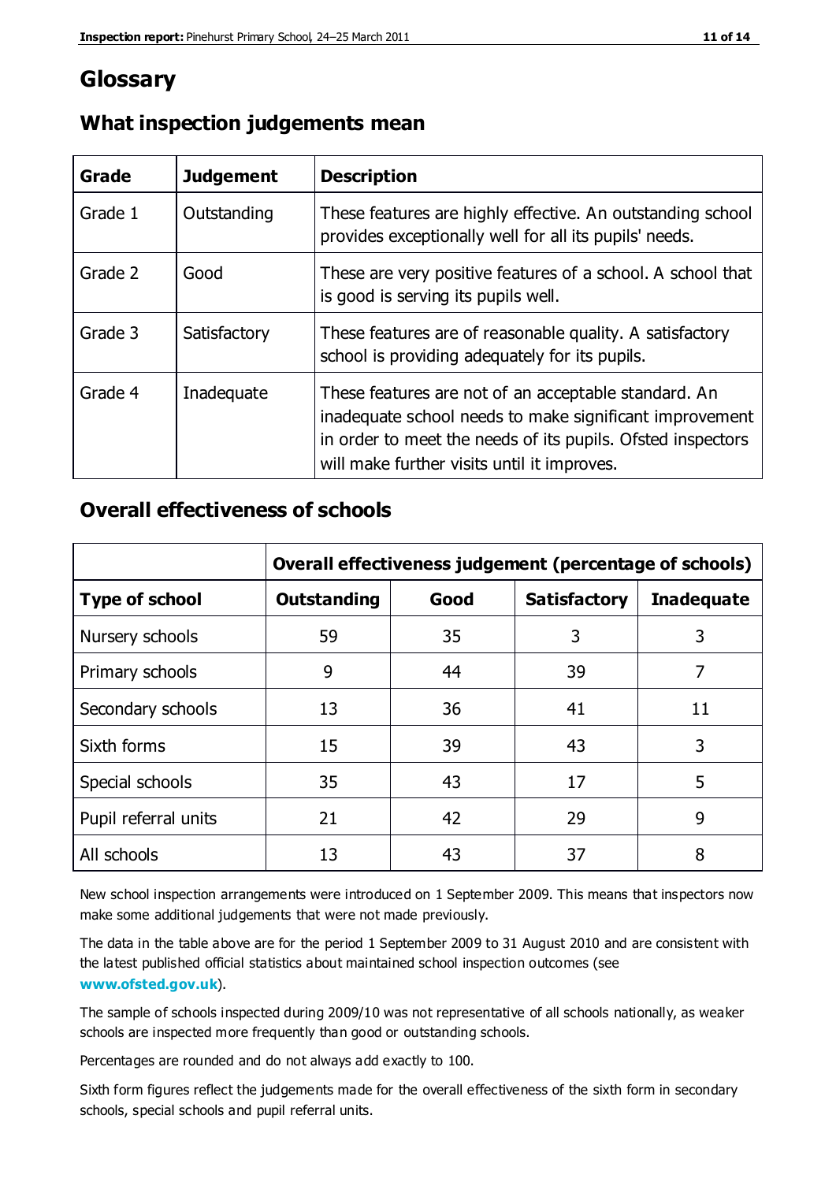# Glossary

## What inspection judgements mean

| Grade | Judgement | Description |
|---|---|---|
| Grade 1 | Outstanding | These features are highly effective. An outstanding school provides exceptionally well for all its pupils' needs. |
| Grade 2 | Good | These are very positive features of a school. A school that is good is serving its pupils well. |
| Grade 3 | Satisfactory | These features are of reasonable quality. A satisfactory school is providing adequately for its pupils. |
| Grade 4 | Inadequate | These features are not of an acceptable standard. An inadequate school needs to make significant improvement in order to meet the needs of its pupils. Ofsted inspectors will make further visits until it improves. |

## Overall effectiveness of schools

| | Overall effectiveness judgement (percentage of schools) | | | |
|---|---|---|---|---|
| **Type of school** | **Outstanding** | **Good** | **Satisfactory** | **Inadequate** |
| Nursery schools | 59 | 35 | 3 | 3 |
| Primary schools | 9 | 44 | 39 | 7 |
| Secondary schools | 13 | 36 | 41 | 11 |
| Sixth forms | 15 | 39 | 43 | 3 |
| Special schools | 35 | 43 | 17 | 5 |
| Pupil referral units | 21 | 42 | 29 | 9 |
| All schools | 13 | 43 | 37 | 8 |

New school inspection arrangements were introduced on 1 September 2009. This means that inspectors now make some additional judgements that were not made previously.

The data in the table above are for the period 1 September 2009 to 31 August 2010 and are consistent with the latest published official statistics about maintained school inspection outcomes (see **www.ofsted.gov.uk**).

The sample of schools inspected during 2009/10 was not representative of all schools nationally, as weaker schools are inspected more frequently than good or outstanding schools.

Percentages are rounded and do not always add exactly to 100.

Sixth form figures reflect the judgements made for the overall effectiveness of the sixth form in secondary schools, special schools and pupil referral units.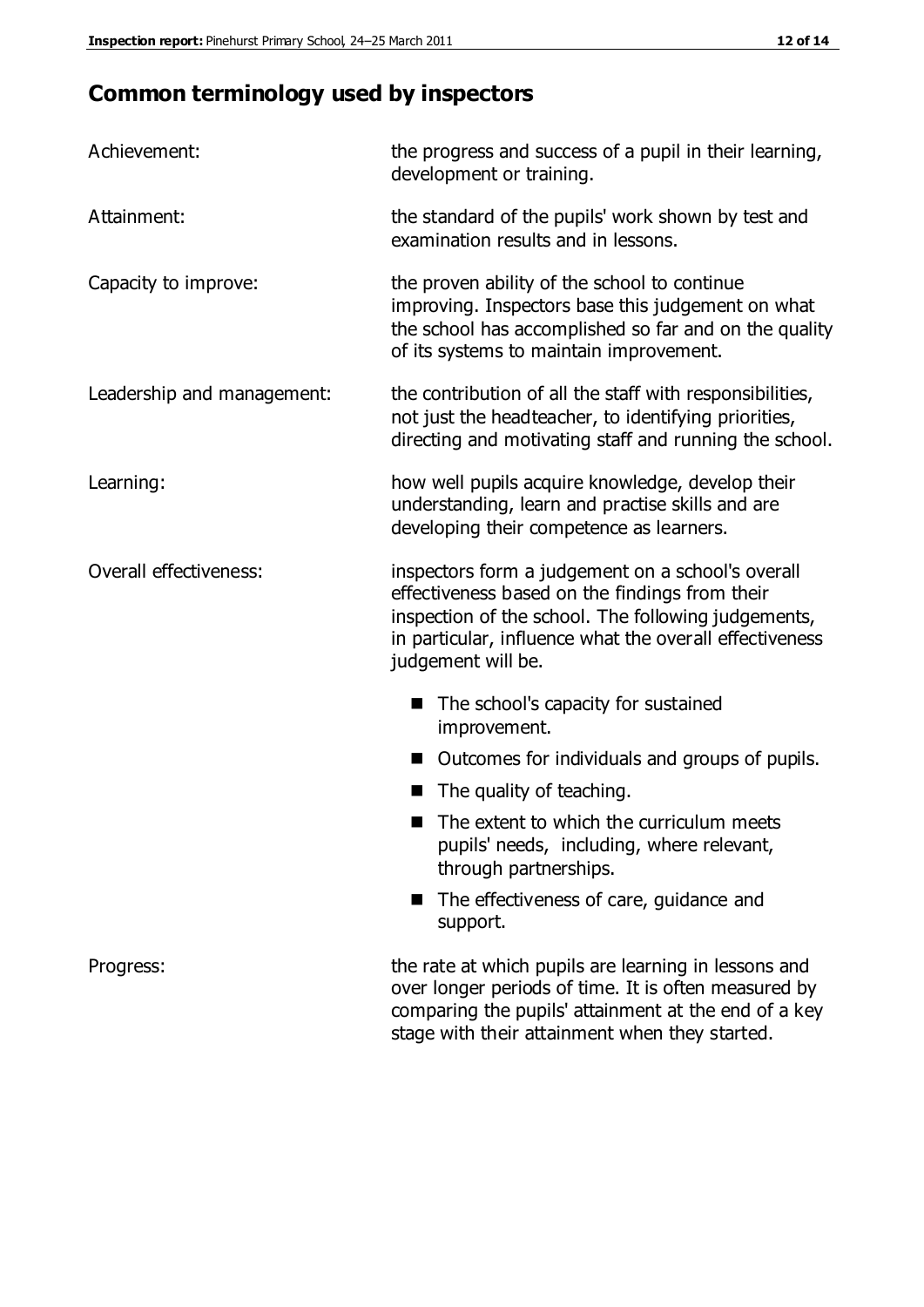## Common terminology used by inspectors

**Achievement:** the progress and success of a pupil in their learning, development or training.

**Attainment:** the standard of the pupils' work shown by test and examination results and in lessons.

**Capacity to improve:** the proven ability of the school to continue improving. Inspectors base this judgement on what the school has accomplished so far and on the quality of its systems to maintain improvement.

**Leadership and management:** the contribution of all the staff with responsibilities, not just the headteacher, to identifying priorities, directing and motivating staff and running the school.

**Learning:** how well pupils acquire knowledge, develop their understanding, learn and practise skills and are developing their competence as learners.

**Overall effectiveness:** inspectors form a judgement on a school's overall effectiveness based on the findings from their inspection of the school. The following judgements, in particular, influence what the overall effectiveness judgement will be.

- The school's capacity for sustained improvement.
- Outcomes for individuals and groups of pupils.
- The quality of teaching.
- The extent to which the curriculum meets pupils' needs, including, where relevant, through partnerships.
- The effectiveness of care, guidance and support.

**Progress:** the rate at which pupils are learning in lessons and over longer periods of time. It is often measured by comparing the pupils' attainment at the end of a key stage with their attainment when they started.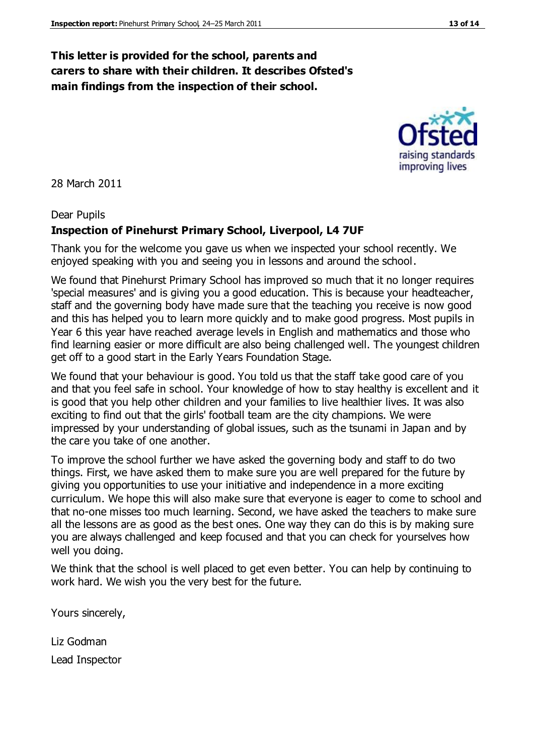**This letter is provided for the school, parents and carers to share with their children. It describes Ofsted's main findings from the inspection of their school.**

28 March 2011

Dear Pupils

**Inspection of Pinehurst Primary School, Liverpool, L4 7UF**

Thank you for the welcome you gave us when we inspected your school recently. We enjoyed speaking with you and seeing you in lessons and around the school.

We found that Pinehurst Primary School has improved so much that it no longer requires 'special measures' and is giving you a good education. This is because your headteacher, staff and the governing body have made sure that the teaching you receive is now good and this has helped you to learn more quickly and to make good progress. Most pupils in Year 6 this year have reached average levels in English and mathematics and those who find learning easier or more difficult are also being challenged well. The youngest children get off to a good start in the Early Years Foundation Stage.

We found that your behaviour is good. You told us that the staff take good care of you and that you feel safe in school. Your knowledge of how to stay healthy is excellent and it is good that you help other children and your families to live healthier lives. It was also exciting to find out that the girls' football team are the city champions. We were impressed by your understanding of global issues, such as the tsunami in Japan and by the care you take of one another.

To improve the school further we have asked the governing body and staff to do two things. First, we have asked them to make sure you are well prepared for the future by giving you opportunities to use your initiative and independence in a more exciting curriculum. We hope this will also make sure that everyone is eager to come to school and that no-one misses too much learning. Second, we have asked the teachers to make sure all the lessons are as good as the best ones. One way they can do this is by making sure you are always challenged and keep focused and that you can check for yourselves how well you doing.

We think that the school is well placed to get even better. You can help by continuing to work hard. We wish you the very best for the future.

Yours sincerely,

Liz Godman
Lead Inspector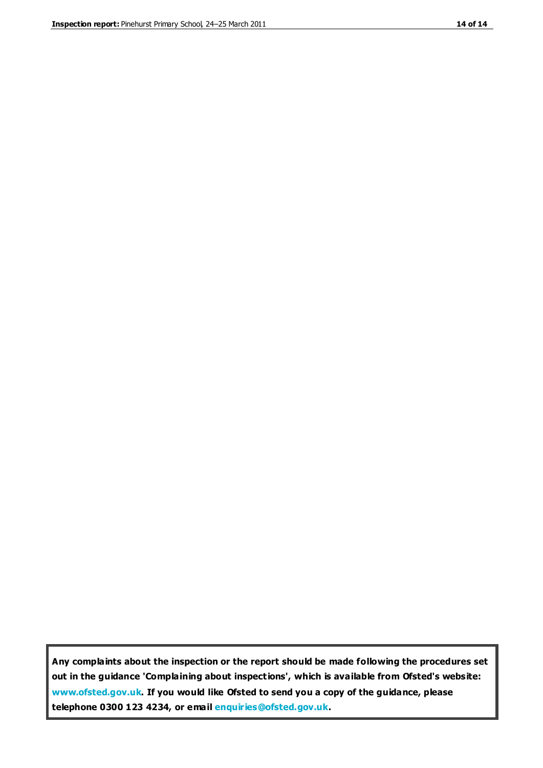**Any complaints about the inspection or the report should be made following the procedures set out in the guidance 'Complaining about inspections', which is available from Ofsted's website: www.ofsted.gov.uk. If you would like Ofsted to send you a copy of the guidance, please telephone 0300 123 4234, or email enquiries@ofsted.gov.uk.**